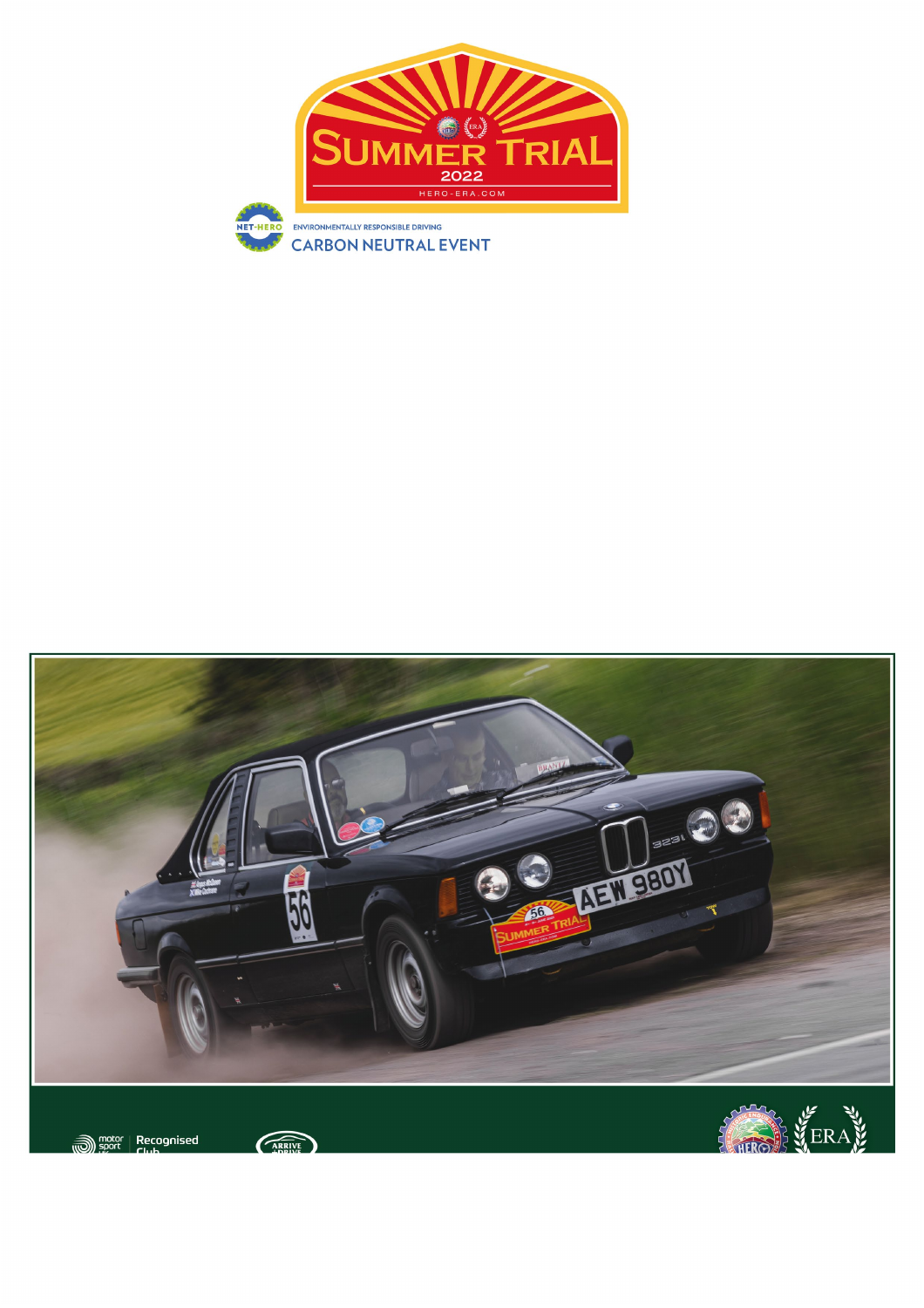# SUMMER TRIAL

2022

HERO-ERA.COM

NET-HERO

ENVIRONMENTALLY RESPONSIBLE DRIVING

CARBON NEUTRAL EVENT

motor sport uk | Recognised Club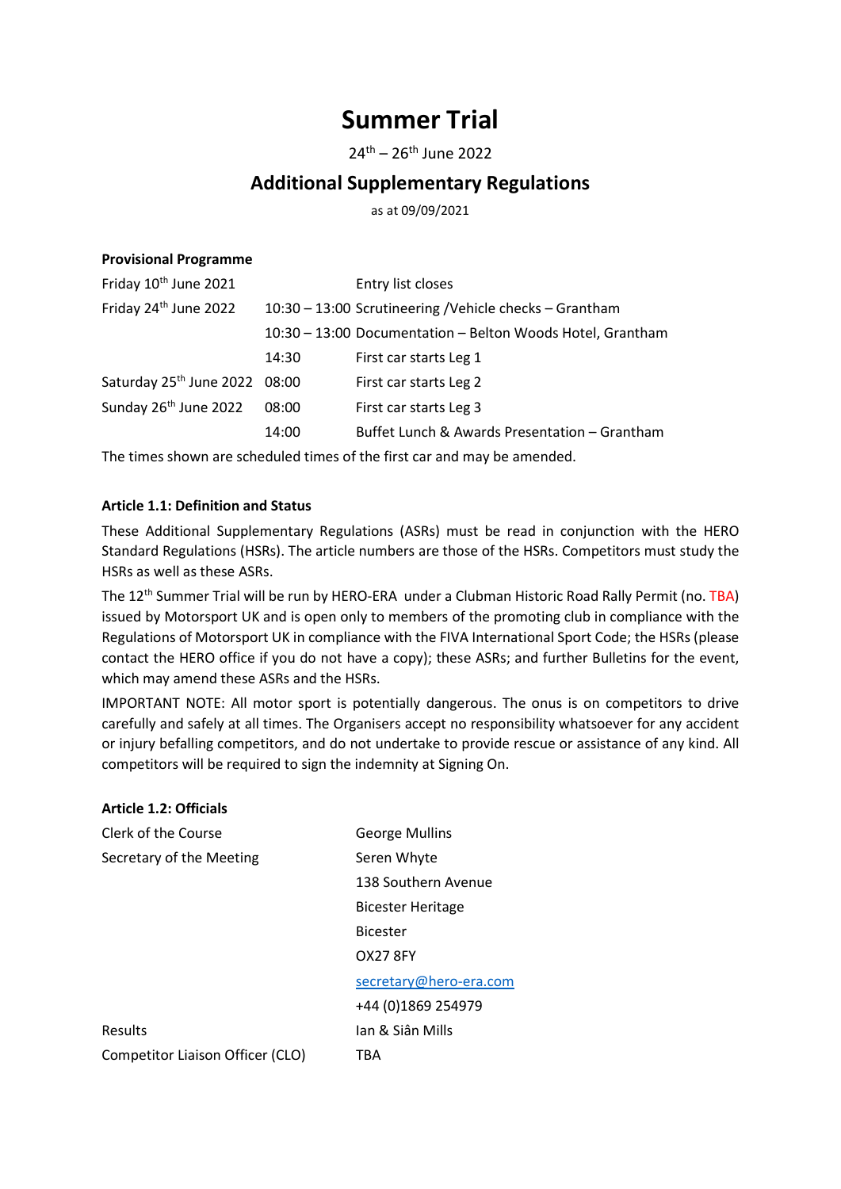# Summer Trial

24th – 26th June 2022

## Additional Supplementary Regulations

as at 09/09/2021

**Provisional Programme**

| | | |
|---|---|---|
| Friday 10th June 2021 | | Entry list closes |
| Friday 24th June 2022 | 10:30 – 13:00 | Scrutineering /Vehicle checks – Grantham |
| | 10:30 – 13:00 | Documentation – Belton Woods Hotel, Grantham |
| | 14:30 | First car starts Leg 1 |
| Saturday 25th June 2022 | 08:00 | First car starts Leg 2 |
| Sunday 26th June 2022 | 08:00 | First car starts Leg 3 |
| | 14:00 | Buffet Lunch & Awards Presentation – Grantham |

The times shown are scheduled times of the first car and may be amended.

**Article 1.1: Definition and Status**

These Additional Supplementary Regulations (ASRs) must be read in conjunction with the HERO Standard Regulations (HSRs). The article numbers are those of the HSRs. Competitors must study the HSRs as well as these ASRs.

The 12th Summer Trial will be run by HERO-ERA under a Clubman Historic Road Rally Permit (no. TBA) issued by Motorsport UK and is open only to members of the promoting club in compliance with the Regulations of Motorsport UK in compliance with the FIVA International Sport Code; the HSRs (please contact the HERO office if you do not have a copy); these ASRs; and further Bulletins for the event, which may amend these ASRs and the HSRs.

IMPORTANT NOTE: All motor sport is potentially dangerous. The onus is on competitors to drive carefully and safely at all times. The Organisers accept no responsibility whatsoever for any accident or injury befalling competitors, and do not undertake to provide rescue or assistance of any kind. All competitors will be required to sign the indemnity at Signing On.

**Article 1.2: Officials**

| | |
|---|---|
| Clerk of the Course | George Mullins |
| Secretary of the Meeting | Seren Whyte<br>138 Southern Avenue<br>Bicester Heritage<br>Bicester<br>OX27 8FY<br>secretary@hero-era.com<br>+44 (0)1869 254979 |
| Results | Ian & Siân Mills |
| Competitor Liaison Officer (CLO) | TBA |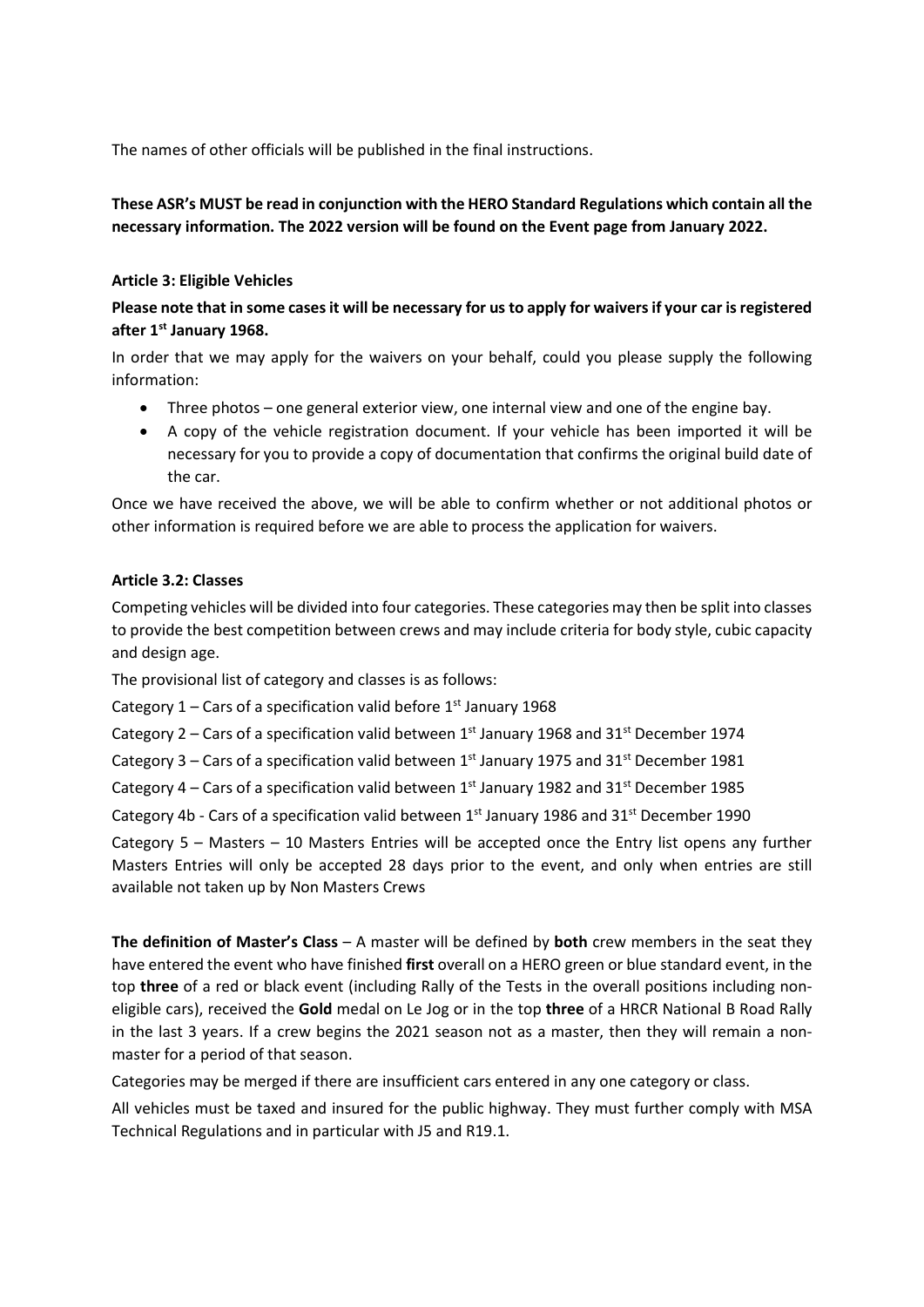The names of other officials will be published in the final instructions.

**These ASR's MUST be read in conjunction with the HERO Standard Regulations which contain all the necessary information. The 2022 version will be found on the Event page from January 2022.**

### Article 3: Eligible Vehicles

**Please note that in some cases it will be necessary for us to apply for waivers if your car is registered after 1st January 1968.**

In order that we may apply for the waivers on your behalf, could you please supply the following information:

- Three photos – one general exterior view, one internal view and one of the engine bay.
- A copy of the vehicle registration document. If your vehicle has been imported it will be necessary for you to provide a copy of documentation that confirms the original build date of the car.

Once we have received the above, we will be able to confirm whether or not additional photos or other information is required before we are able to process the application for waivers.

### Article 3.2: Classes

Competing vehicles will be divided into four categories. These categories may then be split into classes to provide the best competition between crews and may include criteria for body style, cubic capacity and design age.

The provisional list of category and classes is as follows:

Category 1 – Cars of a specification valid before 1st January 1968

Category 2 – Cars of a specification valid between 1st January 1968 and 31st December 1974

Category 3 – Cars of a specification valid between 1st January 1975 and 31st December 1981

Category 4 – Cars of a specification valid between 1st January 1982 and 31st December 1985

Category 4b - Cars of a specification valid between 1st January 1986 and 31st December 1990

Category 5 – Masters – 10 Masters Entries will be accepted once the Entry list opens any further Masters Entries will only be accepted 28 days prior to the event, and only when entries are still available not taken up by Non Masters Crews

**The definition of Master's Class** – A master will be defined by **both** crew members in the seat they have entered the event who have finished **first** overall on a HERO green or blue standard event, in the top **three** of a red or black event (including Rally of the Tests in the overall positions including non-eligible cars), received the **Gold** medal on Le Jog or in the top **three** of a HRCR National B Road Rally in the last 3 years. If a crew begins the 2021 season not as a master, then they will remain a non-master for a period of that season.

Categories may be merged if there are insufficient cars entered in any one category or class.

All vehicles must be taxed and insured for the public highway. They must further comply with MSA Technical Regulations and in particular with J5 and R19.1.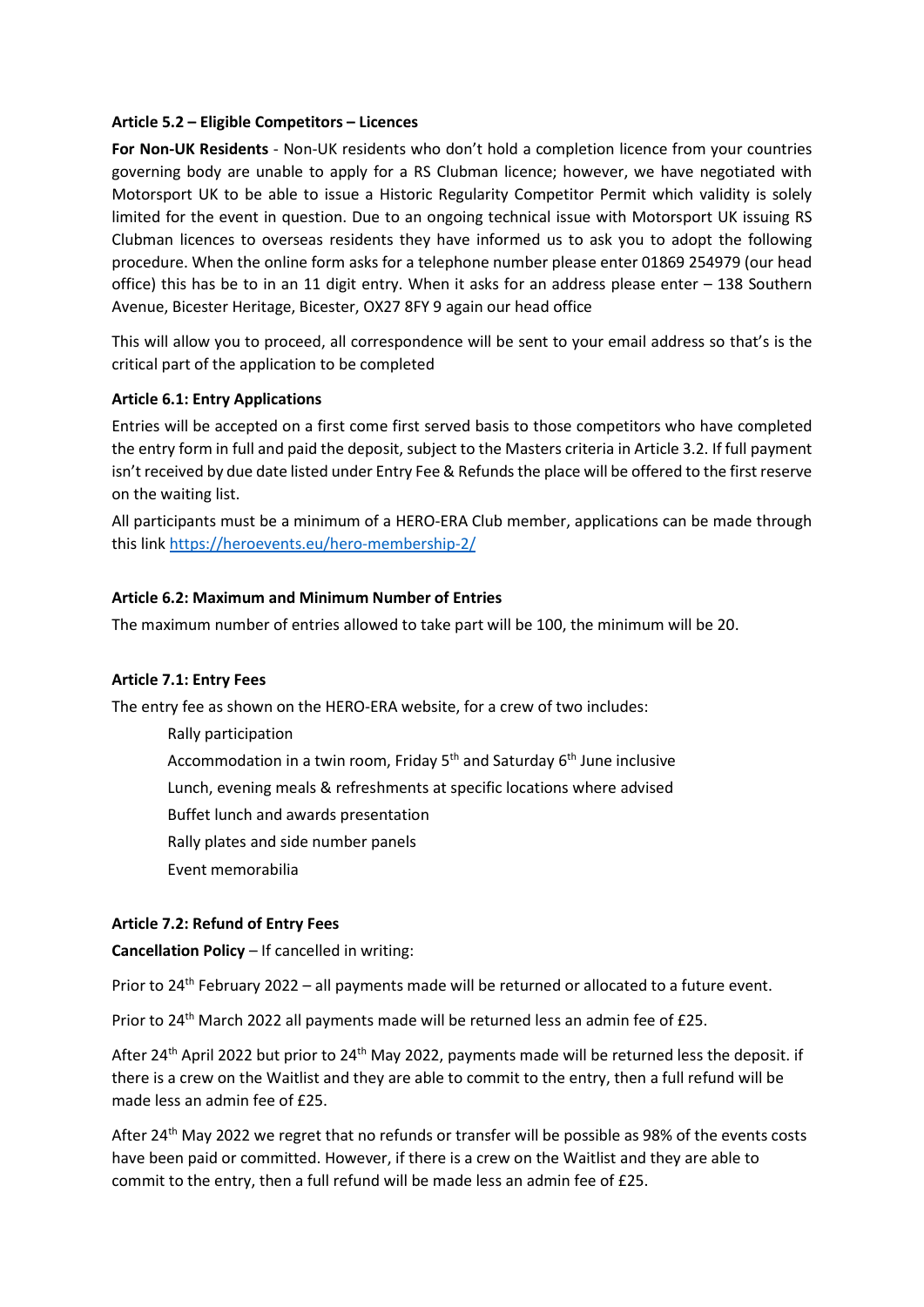**Article 5.2 – Eligible Competitors – Licences**

**For Non-UK Residents** - Non-UK residents who don't hold a completion licence from your countries governing body are unable to apply for a RS Clubman licence; however, we have negotiated with Motorsport UK to be able to issue a Historic Regularity Competitor Permit which validity is solely limited for the event in question. Due to an ongoing technical issue with Motorsport UK issuing RS Clubman licences to overseas residents they have informed us to ask you to adopt the following procedure. When the online form asks for a telephone number please enter 01869 254979 (our head office) this has be to in an 11 digit entry. When it asks for an address please enter – 138 Southern Avenue, Bicester Heritage, Bicester, OX27 8FY 9 again our head office

This will allow you to proceed, all correspondence will be sent to your email address so that's is the critical part of the application to be completed

**Article 6.1: Entry Applications**

Entries will be accepted on a first come first served basis to those competitors who have completed the entry form in full and paid the deposit, subject to the Masters criteria in Article 3.2. If full payment isn't received by due date listed under Entry Fee & Refunds the place will be offered to the first reserve on the waiting list.

All participants must be a minimum of a HERO-ERA Club member, applications can be made through this link https://heroevents.eu/hero-membership-2/

**Article 6.2: Maximum and Minimum Number of Entries**

The maximum number of entries allowed to take part will be 100, the minimum will be 20.

**Article 7.1: Entry Fees**

The entry fee as shown on the HERO-ERA website, for a crew of two includes:

- Rally participation
- Accommodation in a twin room, Friday 5th and Saturday 6th June inclusive
- Lunch, evening meals & refreshments at specific locations where advised
- Buffet lunch and awards presentation
- Rally plates and side number panels
- Event memorabilia

**Article 7.2: Refund of Entry Fees**

**Cancellation Policy** – If cancelled in writing:

Prior to 24th February 2022 – all payments made will be returned or allocated to a future event.

Prior to 24th March 2022 all payments made will be returned less an admin fee of £25.

After 24th April 2022 but prior to 24th May 2022, payments made will be returned less the deposit. if there is a crew on the Waitlist and they are able to commit to the entry, then a full refund will be made less an admin fee of £25.

After 24th May 2022 we regret that no refunds or transfer will be possible as 98% of the events costs have been paid or committed. However, if there is a crew on the Waitlist and they are able to commit to the entry, then a full refund will be made less an admin fee of £25.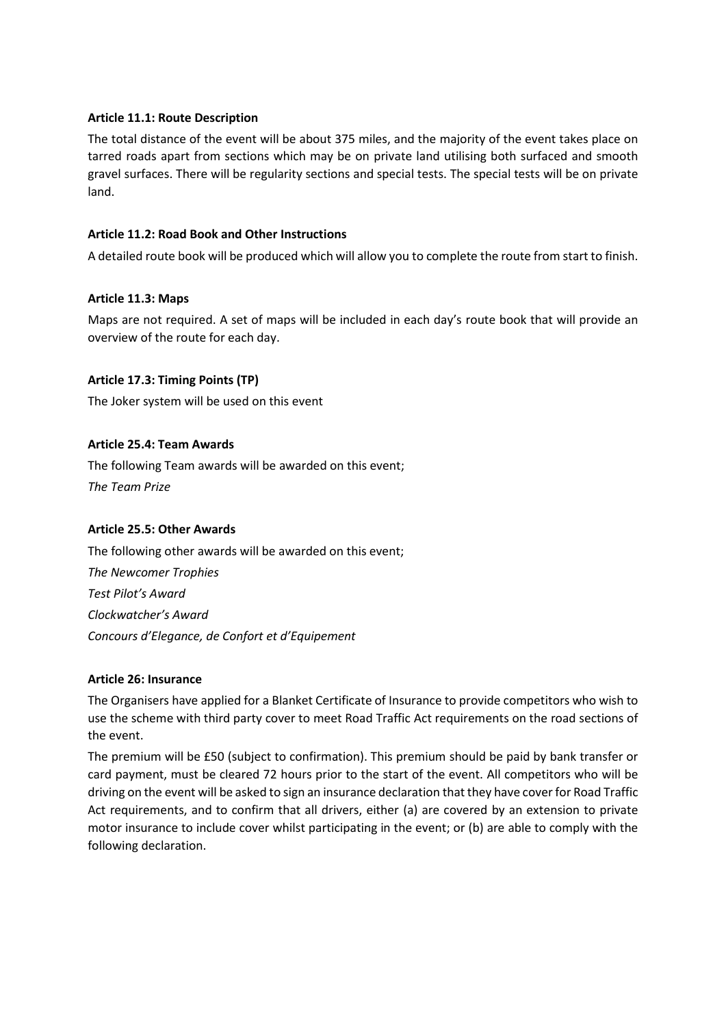**Article 11.1: Route Description**

The total distance of the event will be about 375 miles, and the majority of the event takes place on tarred roads apart from sections which may be on private land utilising both surfaced and smooth gravel surfaces. There will be regularity sections and special tests. The special tests will be on private land.

**Article 11.2: Road Book and Other Instructions**

A detailed route book will be produced which will allow you to complete the route from start to finish.

**Article 11.3: Maps**

Maps are not required. A set of maps will be included in each day's route book that will provide an overview of the route for each day.

**Article 17.3: Timing Points (TP)**

The Joker system will be used on this event

**Article 25.4: Team Awards**

The following Team awards will be awarded on this event;

*The Team Prize*

**Article 25.5: Other Awards**

The following other awards will be awarded on this event;

*The Newcomer Trophies*

*Test Pilot's Award*

*Clockwatcher's Award*

*Concours d'Elegance, de Confort et d'Equipement*

**Article 26: Insurance**

The Organisers have applied for a Blanket Certificate of Insurance to provide competitors who wish to use the scheme with third party cover to meet Road Traffic Act requirements on the road sections of the event.

The premium will be £50 (subject to confirmation). This premium should be paid by bank transfer or card payment, must be cleared 72 hours prior to the start of the event. All competitors who will be driving on the event will be asked to sign an insurance declaration that they have cover for Road Traffic Act requirements, and to confirm that all drivers, either (a) are covered by an extension to private motor insurance to include cover whilst participating in the event; or (b) are able to comply with the following declaration.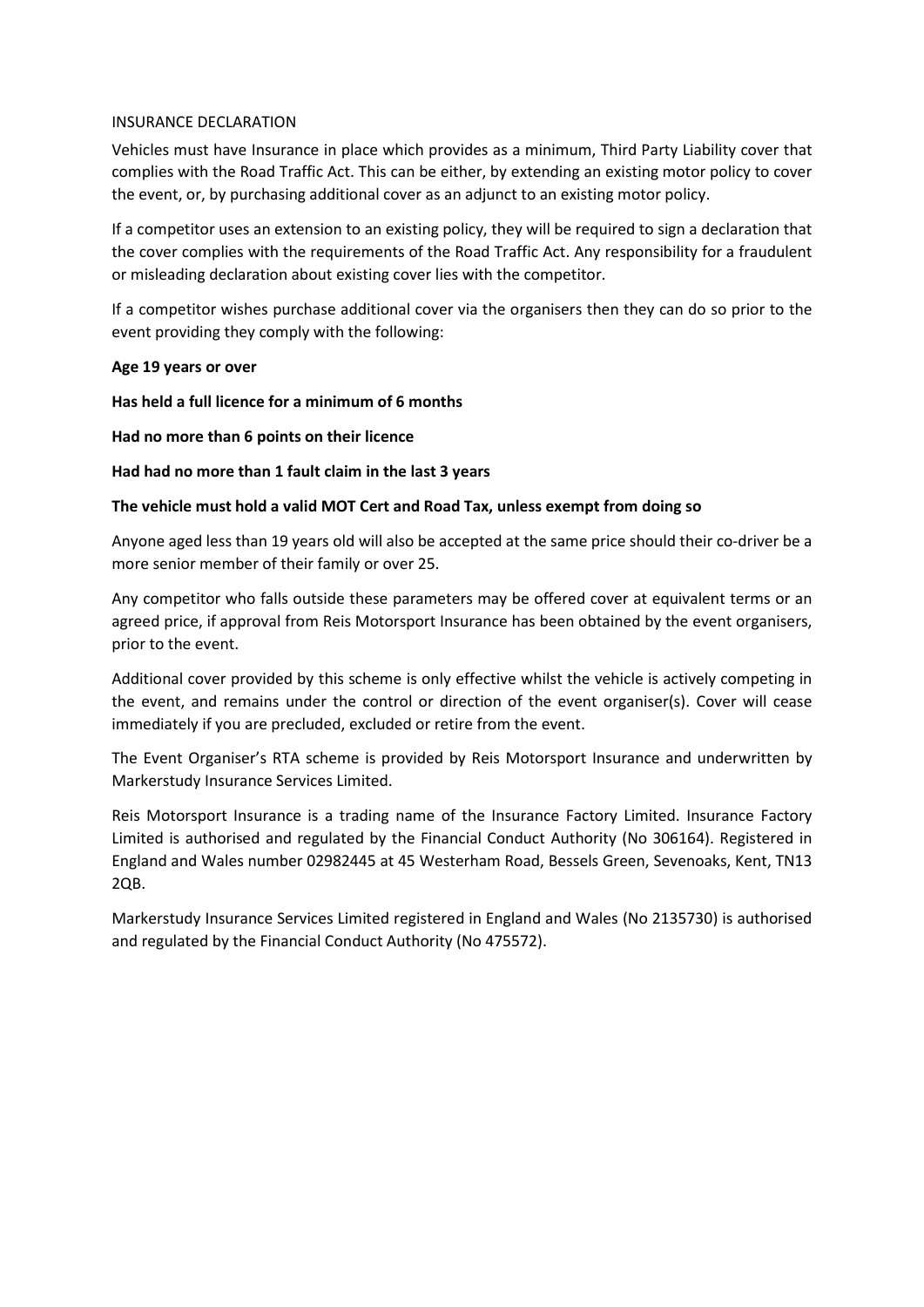INSURANCE DECLARATION

Vehicles must have Insurance in place which provides as a minimum, Third Party Liability cover that complies with the Road Traffic Act. This can be either, by extending an existing motor policy to cover the event, or, by purchasing additional cover as an adjunct to an existing motor policy.

If a competitor uses an extension to an existing policy, they will be required to sign a declaration that the cover complies with the requirements of the Road Traffic Act. Any responsibility for a fraudulent or misleading declaration about existing cover lies with the competitor.

If a competitor wishes purchase additional cover via the organisers then they can do so prior to the event providing they comply with the following:

**Age 19 years or over**

**Has held a full licence for a minimum of 6 months**

**Had no more than 6 points on their licence**

**Had had no more than 1 fault claim in the last 3 years**

**The vehicle must hold a valid MOT Cert and Road Tax, unless exempt from doing so**

Anyone aged less than 19 years old will also be accepted at the same price should their co-driver be a more senior member of their family or over 25.

Any competitor who falls outside these parameters may be offered cover at equivalent terms or an agreed price, if approval from Reis Motorsport Insurance has been obtained by the event organisers, prior to the event.

Additional cover provided by this scheme is only effective whilst the vehicle is actively competing in the event, and remains under the control or direction of the event organiser(s). Cover will cease immediately if you are precluded, excluded or retire from the event.

The Event Organiser's RTA scheme is provided by Reis Motorsport Insurance and underwritten by Markerstudy Insurance Services Limited.

Reis Motorsport Insurance is a trading name of the Insurance Factory Limited. Insurance Factory Limited is authorised and regulated by the Financial Conduct Authority (No 306164). Registered in England and Wales number 02982445 at 45 Westerham Road, Bessels Green, Sevenoaks, Kent, TN13 2QB.

Markerstudy Insurance Services Limited registered in England and Wales (No 2135730) is authorised and regulated by the Financial Conduct Authority (No 475572).